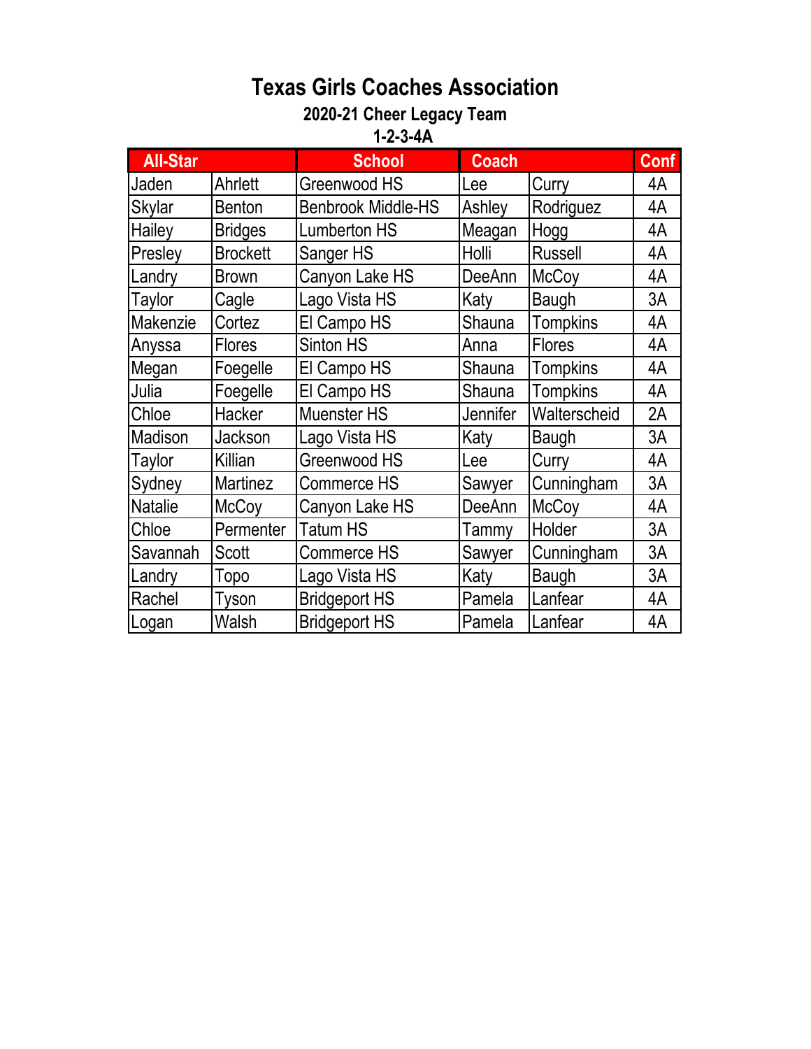# Texas Girls Coaches Association

## 2020-21 Cheer Legacy Team

## 1-2-3-4A

| All-Star | | School | Coach | | Conf |
|---|---|---|---|---|---|
| Jaden | Ahrlett | Greenwood HS | Lee | Curry | 4A |
| Skylar | Benton | Benbrook Middle-HS | Ashley | Rodriguez | 4A |
| Hailey | Bridges | Lumberton HS | Meagan | Hogg | 4A |
| Presley | Brockett | Sanger HS | Holli | Russell | 4A |
| Landry | Brown | Canyon Lake HS | DeeAnn | McCoy | 4A |
| Taylor | Cagle | Lago Vista HS | Katy | Baugh | 3A |
| Makenzie | Cortez | El Campo HS | Shauna | Tompkins | 4A |
| Anyssa | Flores | Sinton HS | Anna | Flores | 4A |
| Megan | Foegelle | El Campo HS | Shauna | Tompkins | 4A |
| Julia | Foegelle | El Campo HS | Shauna | Tompkins | 4A |
| Chloe | Hacker | Muenster HS | Jennifer | Walterscheid | 2A |
| Madison | Jackson | Lago Vista HS | Katy | Baugh | 3A |
| Taylor | Killian | Greenwood HS | Lee | Curry | 4A |
| Sydney | Martinez | Commerce HS | Sawyer | Cunningham | 3A |
| Natalie | McCoy | Canyon Lake HS | DeeAnn | McCoy | 4A |
| Chloe | Permenter | Tatum HS | Tammy | Holder | 3A |
| Savannah | Scott | Commerce HS | Sawyer | Cunningham | 3A |
| Landry | Topo | Lago Vista HS | Katy | Baugh | 3A |
| Rachel | Tyson | Bridgeport HS | Pamela | Lanfear | 4A |
| Logan | Walsh | Bridgeport HS | Pamela | Lanfear | 4A |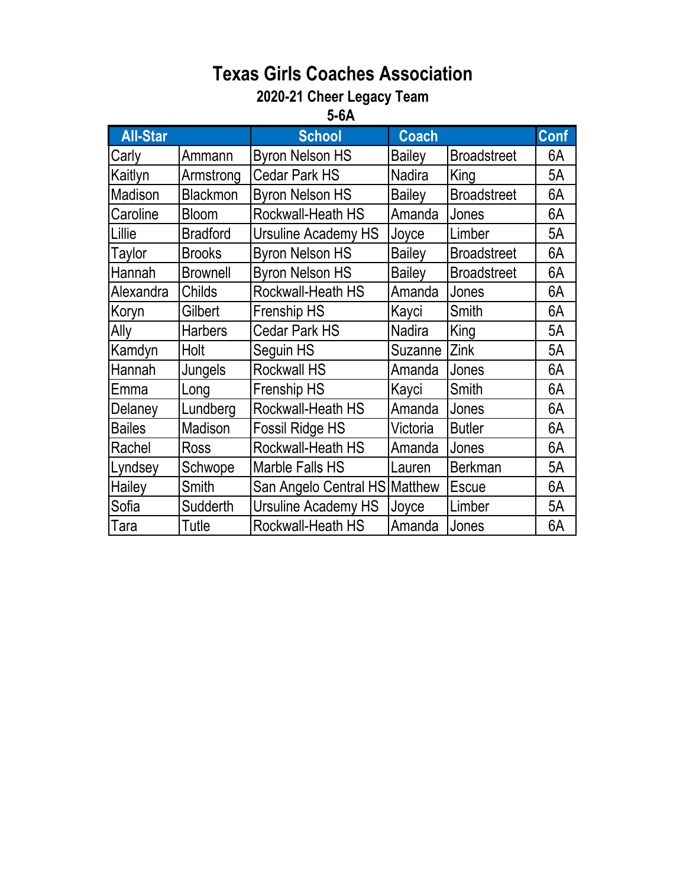# Texas Girls Coaches Association

## 2020-21 Cheer Legacy Team

### 5-6A

| All-Star | | School | Coach | | Conf |
|---|---|---|---|---|---|
| Carly | Ammann | Byron Nelson HS | Bailey | Broadstreet | 6A |
| Kaitlyn | Armstrong | Cedar Park HS | Nadira | King | 5A |
| Madison | Blackmon | Byron Nelson HS | Bailey | Broadstreet | 6A |
| Caroline | Bloom | Rockwall-Heath HS | Amanda | Jones | 6A |
| Lillie | Bradford | Ursuline Academy HS | Joyce | Limber | 5A |
| Taylor | Brooks | Byron Nelson HS | Bailey | Broadstreet | 6A |
| Hannah | Brownell | Byron Nelson HS | Bailey | Broadstreet | 6A |
| Alexandra | Childs | Rockwall-Heath HS | Amanda | Jones | 6A |
| Koryn | Gilbert | Frenship HS | Kayci | Smith | 6A |
| Ally | Harbers | Cedar Park HS | Nadira | King | 5A |
| Kamdyn | Holt | Seguin HS | Suzanne | Zink | 5A |
| Hannah | Jungels | Rockwall HS | Amanda | Jones | 6A |
| Emma | Long | Frenship HS | Kayci | Smith | 6A |
| Delaney | Lundberg | Rockwall-Heath HS | Amanda | Jones | 6A |
| Bailes | Madison | Fossil Ridge HS | Victoria | Butler | 6A |
| Rachel | Ross | Rockwall-Heath HS | Amanda | Jones | 6A |
| Lyndsey | Schwope | Marble Falls HS | Lauren | Berkman | 5A |
| Hailey | Smith | San Angelo Central HS | Matthew | Escue | 6A |
| Sofia | Sudderth | Ursuline Academy HS | Joyce | Limber | 5A |
| Tara | Tutle | Rockwall-Heath HS | Amanda | Jones | 6A |